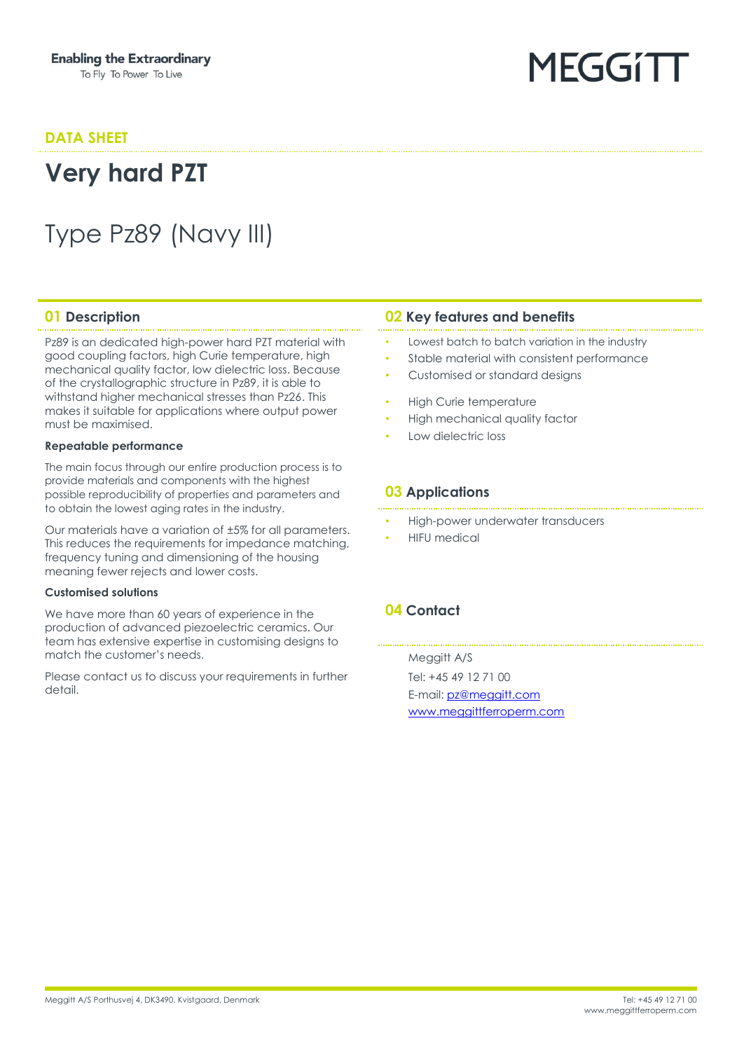Enabling the Extraordinary
To Fly To Power To Live

MEGGITT

**DATA SHEET**

# Very hard PZT

## Type Pz89 (Navy III)

## 01 Description

Pz89 is an dedicated high-power hard PZT material with good coupling factors, high Curie temperature, high mechanical quality factor, low dielectric loss. Because of the crystallographic structure in Pz89, it is able to withstand higher mechanical stresses than Pz26. This makes it suitable for applications where output power must be maximised.

**Repeatable performance**

The main focus through our entire production process is to provide materials and components with the highest possible reproducibility of properties and parameters and to obtain the lowest aging rates in the industry.

Our materials have a variation of ±5% for all parameters. This reduces the requirements for impedance matching, frequency tuning and dimensioning of the housing meaning fewer rejects and lower costs.

**Customised solutions**

We have more than 60 years of experience in the production of advanced piezoelectric ceramics. Our team has extensive expertise in customising designs to match the customer's needs.

Please contact us to discuss your requirements in further detail.

## 02 Key features and benefits

- Lowest batch to batch variation in the industry
- Stable material with consistent performance
- Customised or standard designs
- High Curie temperature
- High mechanical quality factor
- Low dielectric loss

## 03 Applications

- High-power underwater transducers
- HIFU medical

## 04 Contact

Meggitt A/S
Tel: +45 49 12 71 00
E-mail: pz@meggitt.com
www.meggittferroperm.com

Meggitt A/S Porthusvej 4, DK3490, Kvistgaard, Denmark

Tel: +45 49 12 71 00
www.meggittferroperm.com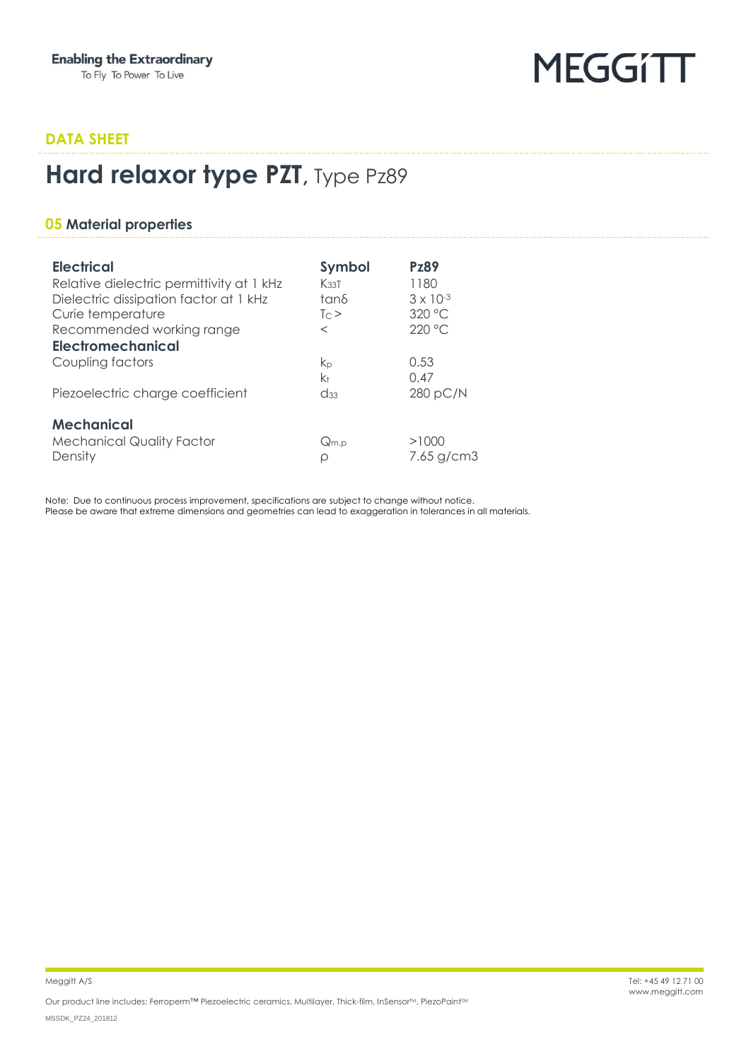**DATA SHEET**

# Hard relaxor type PZT, Type Pz89

## 05 Material properties

| Electrical | Symbol | Pz89 |
|---|---|---|
| Relative dielectric permittivity at 1 kHz | $K_{33T}$ | 1180 |
| Dielectric dissipation factor at 1 kHz | $\tan\delta$ | $3 \times 10^{-3}$ |
| Curie temperature | $T_C >$ | 320 °C |
| Recommended working range | $<$ | 220 °C |
| **Electromechanical** | | |
| Coupling factors | $k_p$ | 0.53 |
| | $k_t$ | 0.47 |
| Piezoelectric charge coefficient | $d_{33}$ | 280 pC/N |
| **Mechanical** | | |
| Mechanical Quality Factor | $Q_{m,p}$ | >1000 |
| Density | $\rho$ | 7.65 g/cm3 |

Note: Due to continuous process improvement, specifications are subject to change without notice.
Please be aware that extreme dimensions and geometries can lead to exaggeration in tolerances in all materials.

Meggitt A/S

Tel: +45 49 12 71 00
www.meggitt.com

Our product line includes: Ferroperm™ Piezoelectric ceramics, Multilayer, Thick-film, InSensor™, PiezoPaint™

MSSDK_PZ24_201812